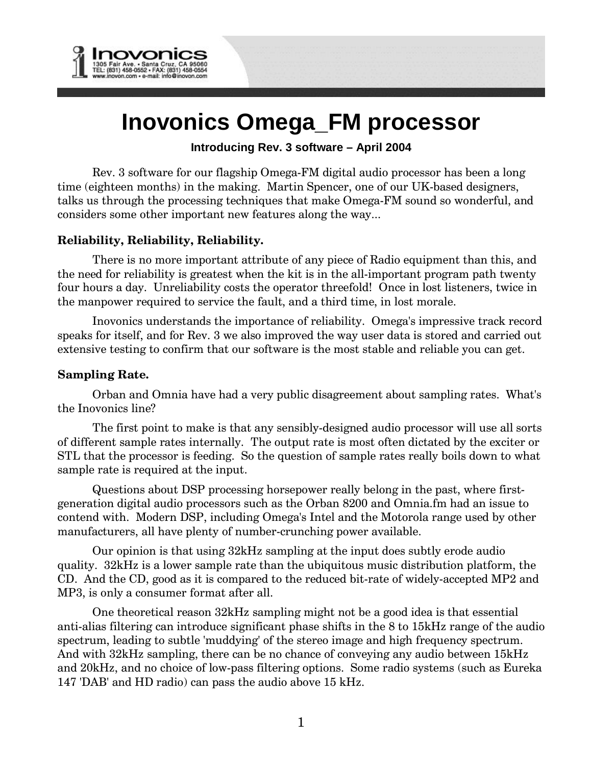Inovonics
1305 Fair Ave. • Santa Cruz, CA 95060
TEL: (831) 458-0552 • FAX: (831) 458-0554
www.inovon.com • e-mail: info@inovon.com

# Inovonics Omega_FM processor

**Introducing Rev. 3 software – April 2004**

Rev. 3 software for our flagship Omega-FM digital audio processor has been a long time (eighteen months) in the making. Martin Spencer, one of our UK-based designers, talks us through the processing techniques that make Omega-FM sound so wonderful, and considers some other important new features along the way...

### Reliability, Reliability, Reliability.

There is no more important attribute of any piece of Radio equipment than this, and the need for reliability is greatest when the kit is in the all-important program path twenty four hours a day. Unreliability costs the operator threefold! Once in lost listeners, twice in the manpower required to service the fault, and a third time, in lost morale.

Inovonics understands the importance of reliability. Omega's impressive track record speaks for itself, and for Rev. 3 we also improved the way user data is stored and carried out extensive testing to confirm that our software is the most stable and reliable you can get.

### Sampling Rate.

Orban and Omnia have had a very public disagreement about sampling rates. What's the Inovonics line?

The first point to make is that any sensibly-designed audio processor will use all sorts of different sample rates internally. The output rate is most often dictated by the exciter or STL that the processor is feeding. So the question of sample rates really boils down to what sample rate is required at the input.

Questions about DSP processing horsepower really belong in the past, where first-generation digital audio processors such as the Orban 8200 and Omnia.fm had an issue to contend with. Modern DSP, including Omega's Intel and the Motorola range used by other manufacturers, all have plenty of number-crunching power available.

Our opinion is that using 32kHz sampling at the input does subtly erode audio quality. 32kHz is a lower sample rate than the ubiquitous music distribution platform, the CD. And the CD, good as it is compared to the reduced bit-rate of widely-accepted MP2 and MP3, is only a consumer format after all.

One theoretical reason 32kHz sampling might not be a good idea is that essential anti-alias filtering can introduce significant phase shifts in the 8 to 15kHz range of the audio spectrum, leading to subtle 'muddying' of the stereo image and high frequency spectrum. And with 32kHz sampling, there can be no chance of conveying any audio between 15kHz and 20kHz, and no choice of low-pass filtering options. Some radio systems (such as Eureka 147 'DAB' and HD radio) can pass the audio above 15 kHz.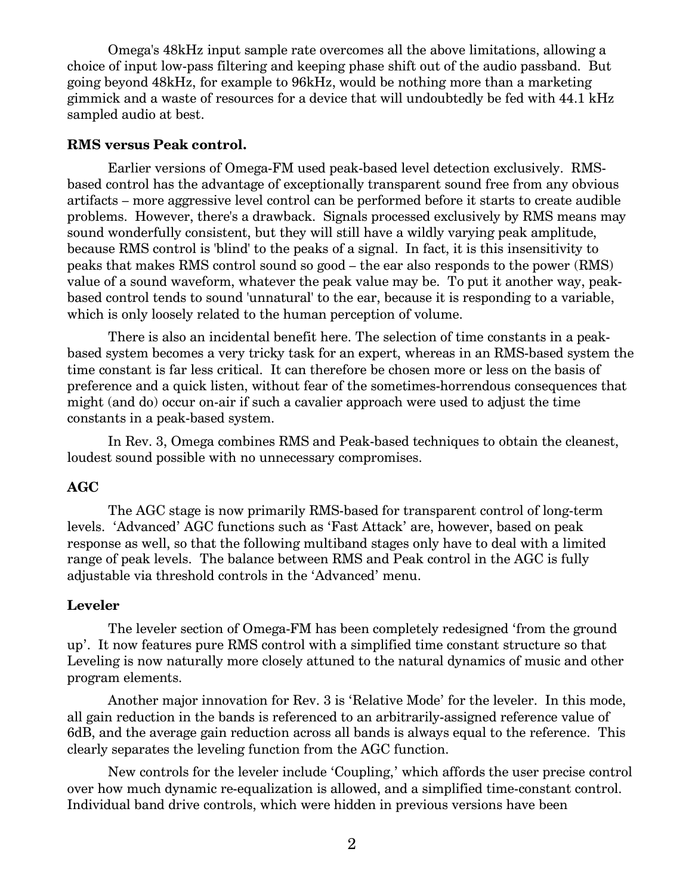Omega's 48kHz input sample rate overcomes all the above limitations, allowing a choice of input low-pass filtering and keeping phase shift out of the audio passband. But going beyond 48kHz, for example to 96kHz, would be nothing more than a marketing gimmick and a waste of resources for a device that will undoubtedly be fed with 44.1 kHz sampled audio at best.

**RMS versus Peak control.**

Earlier versions of Omega-FM used peak-based level detection exclusively. RMS-based control has the advantage of exceptionally transparent sound free from any obvious artifacts – more aggressive level control can be performed before it starts to create audible problems. However, there's a drawback. Signals processed exclusively by RMS means may sound wonderfully consistent, but they will still have a wildly varying peak amplitude, because RMS control is 'blind' to the peaks of a signal. In fact, it is this insensitivity to peaks that makes RMS control sound so good – the ear also responds to the power (RMS) value of a sound waveform, whatever the peak value may be. To put it another way, peak-based control tends to sound 'unnatural' to the ear, because it is responding to a variable, which is only loosely related to the human perception of volume.

There is also an incidental benefit here. The selection of time constants in a peak-based system becomes a very tricky task for an expert, whereas in an RMS-based system the time constant is far less critical. It can therefore be chosen more or less on the basis of preference and a quick listen, without fear of the sometimes-horrendous consequences that might (and do) occur on-air if such a cavalier approach were used to adjust the time constants in a peak-based system.

In Rev. 3, Omega combines RMS and Peak-based techniques to obtain the cleanest, loudest sound possible with no unnecessary compromises.

**AGC**

The AGC stage is now primarily RMS-based for transparent control of long-term levels. 'Advanced' AGC functions such as 'Fast Attack' are, however, based on peak response as well, so that the following multiband stages only have to deal with a limited range of peak levels. The balance between RMS and Peak control in the AGC is fully adjustable via threshold controls in the 'Advanced' menu.

**Leveler**

The leveler section of Omega-FM has been completely redesigned 'from the ground up'. It now features pure RMS control with a simplified time constant structure so that Leveling is now naturally more closely attuned to the natural dynamics of music and other program elements.

Another major innovation for Rev. 3 is 'Relative Mode' for the leveler. In this mode, all gain reduction in the bands is referenced to an arbitrarily-assigned reference value of 6dB, and the average gain reduction across all bands is always equal to the reference. This clearly separates the leveling function from the AGC function.

New controls for the leveler include 'Coupling,' which affords the user precise control over how much dynamic re-equalization is allowed, and a simplified time-constant control. Individual band drive controls, which were hidden in previous versions have been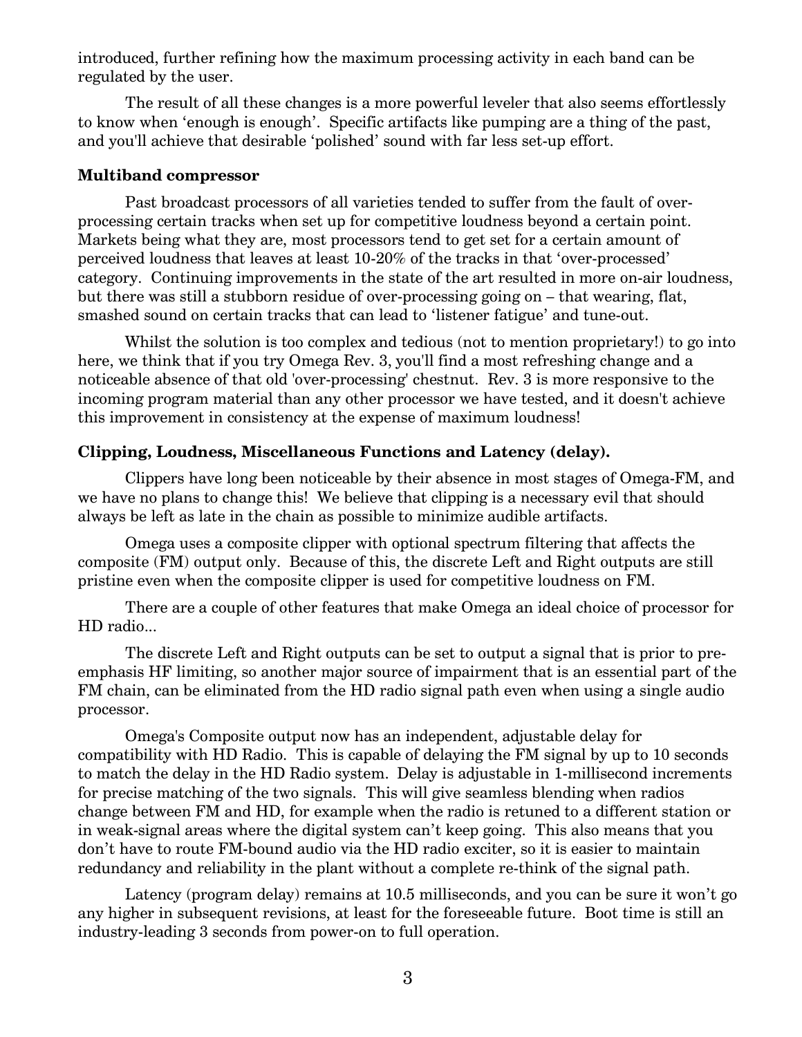introduced, further refining how the maximum processing activity in each band can be regulated by the user.

The result of all these changes is a more powerful leveler that also seems effortlessly to know when 'enough is enough'. Specific artifacts like pumping are a thing of the past, and you'll achieve that desirable 'polished' sound with far less set-up effort.

### Multiband compressor

Past broadcast processors of all varieties tended to suffer from the fault of over-processing certain tracks when set up for competitive loudness beyond a certain point. Markets being what they are, most processors tend to get set for a certain amount of perceived loudness that leaves at least 10-20% of the tracks in that 'over-processed' category. Continuing improvements in the state of the art resulted in more on-air loudness, but there was still a stubborn residue of over-processing going on – that wearing, flat, smashed sound on certain tracks that can lead to 'listener fatigue' and tune-out.

Whilst the solution is too complex and tedious (not to mention proprietary!) to go into here, we think that if you try Omega Rev. 3, you'll find a most refreshing change and a noticeable absence of that old 'over-processing' chestnut. Rev. 3 is more responsive to the incoming program material than any other processor we have tested, and it doesn't achieve this improvement in consistency at the expense of maximum loudness!

### Clipping, Loudness, Miscellaneous Functions and Latency (delay).

Clippers have long been noticeable by their absence in most stages of Omega-FM, and we have no plans to change this! We believe that clipping is a necessary evil that should always be left as late in the chain as possible to minimize audible artifacts.

Omega uses a composite clipper with optional spectrum filtering that affects the composite (FM) output only. Because of this, the discrete Left and Right outputs are still pristine even when the composite clipper is used for competitive loudness on FM.

There are a couple of other features that make Omega an ideal choice of processor for HD radio...

The discrete Left and Right outputs can be set to output a signal that is prior to pre-emphasis HF limiting, so another major source of impairment that is an essential part of the FM chain, can be eliminated from the HD radio signal path even when using a single audio processor.

Omega's Composite output now has an independent, adjustable delay for compatibility with HD Radio. This is capable of delaying the FM signal by up to 10 seconds to match the delay in the HD Radio system. Delay is adjustable in 1-millisecond increments for precise matching of the two signals. This will give seamless blending when radios change between FM and HD, for example when the radio is retuned to a different station or in weak-signal areas where the digital system can't keep going. This also means that you don't have to route FM-bound audio via the HD radio exciter, so it is easier to maintain redundancy and reliability in the plant without a complete re-think of the signal path.

Latency (program delay) remains at 10.5 milliseconds, and you can be sure it won't go any higher in subsequent revisions, at least for the foreseeable future. Boot time is still an industry-leading 3 seconds from power-on to full operation.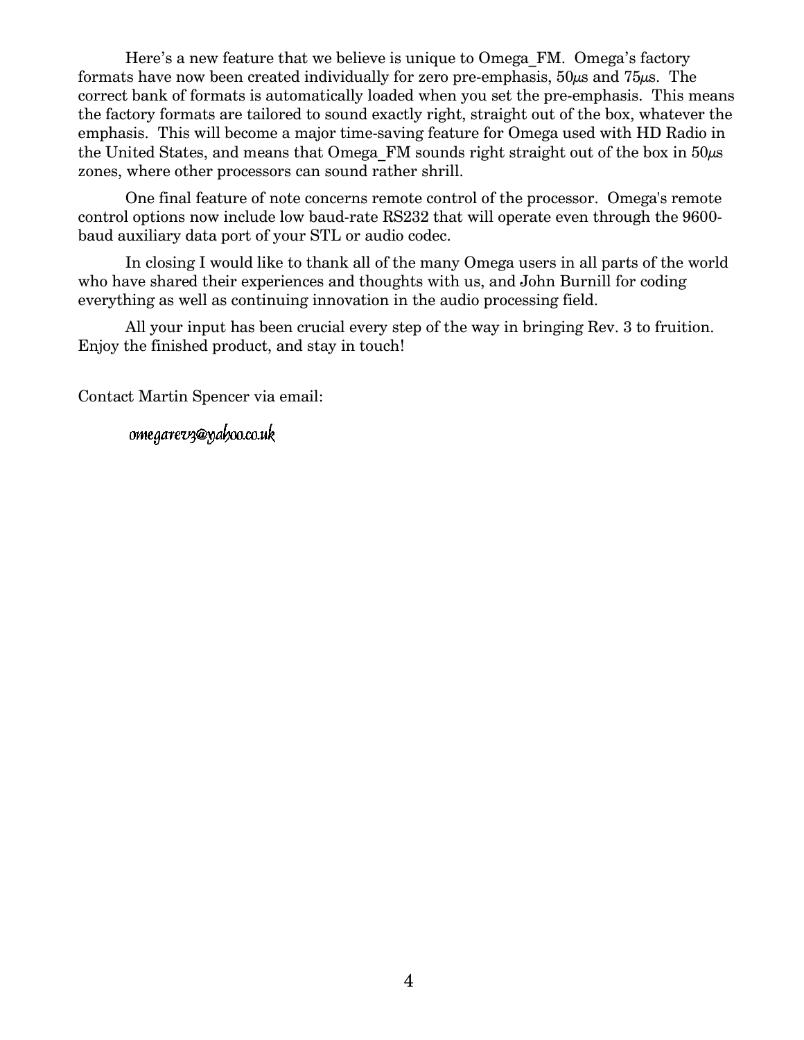Here's a new feature that we believe is unique to Omega_FM. Omega's factory formats have now been created individually for zero pre-emphasis, 50μs and 75μs. The correct bank of formats is automatically loaded when you set the pre-emphasis. This means the factory formats are tailored to sound exactly right, straight out of the box, whatever the emphasis. This will become a major time-saving feature for Omega used with HD Radio in the United States, and means that Omega_FM sounds right straight out of the box in 50μs zones, where other processors can sound rather shrill.

One final feature of note concerns remote control of the processor. Omega's remote control options now include low baud-rate RS232 that will operate even through the 9600-baud auxiliary data port of your STL or audio codec.

In closing I would like to thank all of the many Omega users in all parts of the world who have shared their experiences and thoughts with us, and John Burnill for coding everything as well as continuing innovation in the audio processing field.

All your input has been crucial every step of the way in bringing Rev. 3 to fruition. Enjoy the finished product, and stay in touch!

Contact Martin Spencer via email:

omegarev3@yahoo.co.uk